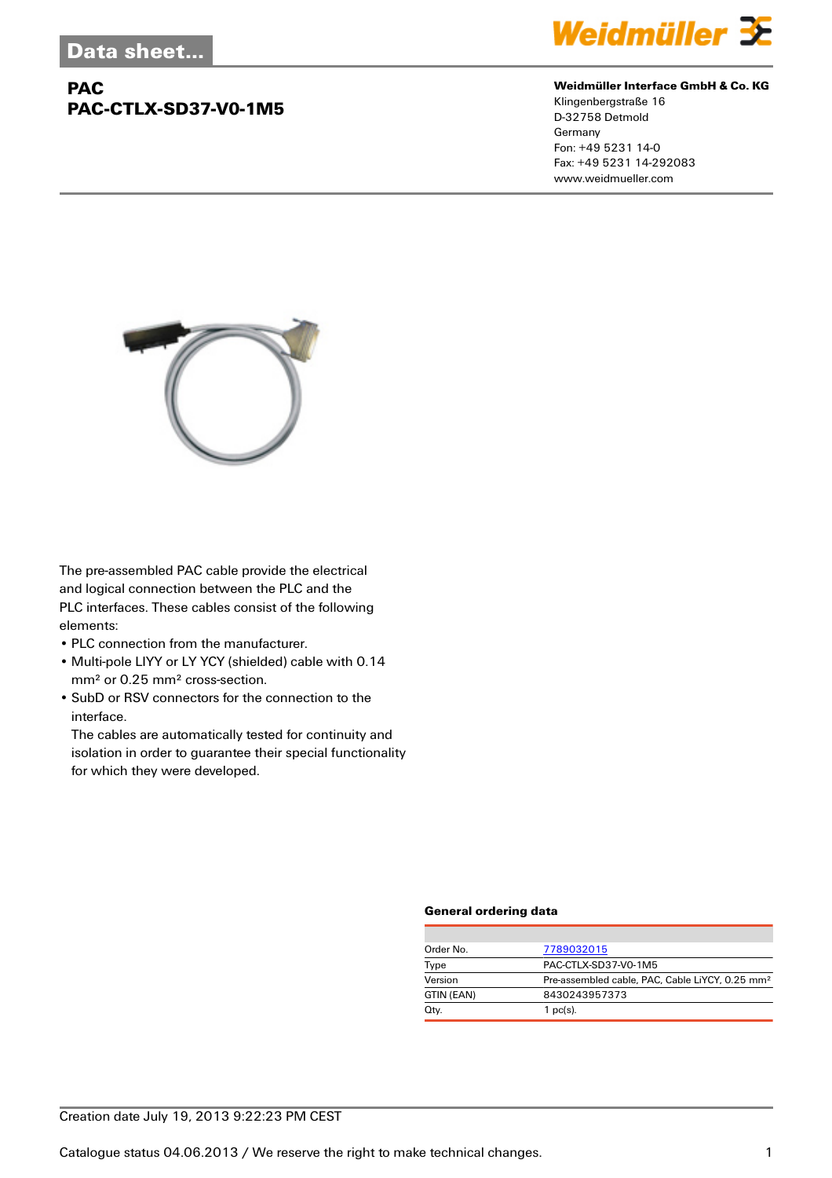Data sheet...

# PAC
## PAC-CTLX-SD37-V0-1M5

**Weidmüller Interface GmbH & Co. KG**
Klingenbergstraße 16
D-32758 Detmold
Germany
Fon: +49 5231 14-0
Fax: +49 5231 14-292083
www.weidmueller.com

The pre-assembled PAC cable provide the electrical and logical connection between the PLC and the PLC interfaces. These cables consist of the following elements:

- PLC connection from the manufacturer.
- Multi-pole LIYY or LY YCY (shielded) cable with 0.14 mm² or 0.25 mm² cross-section.
- SubD or RSV connectors for the connection to the interface.
  The cables are automatically tested for continuity and isolation in order to guarantee their special functionality for which they were developed.

### General ordering data

| | |
|---|---|
| Order No. | 7789032015 |
| Type | PAC-CTLX-SD37-V0-1M5 |
| Version | Pre-assembled cable, PAC, Cable LiYCY, 0.25 mm² |
| GTIN (EAN) | 8430243957373 |
| Qty. | 1 pc(s). |

Creation date July 19, 2013 9:22:23 PM CEST

Catalogue status 04.06.2013 / We reserve the right to make technical changes.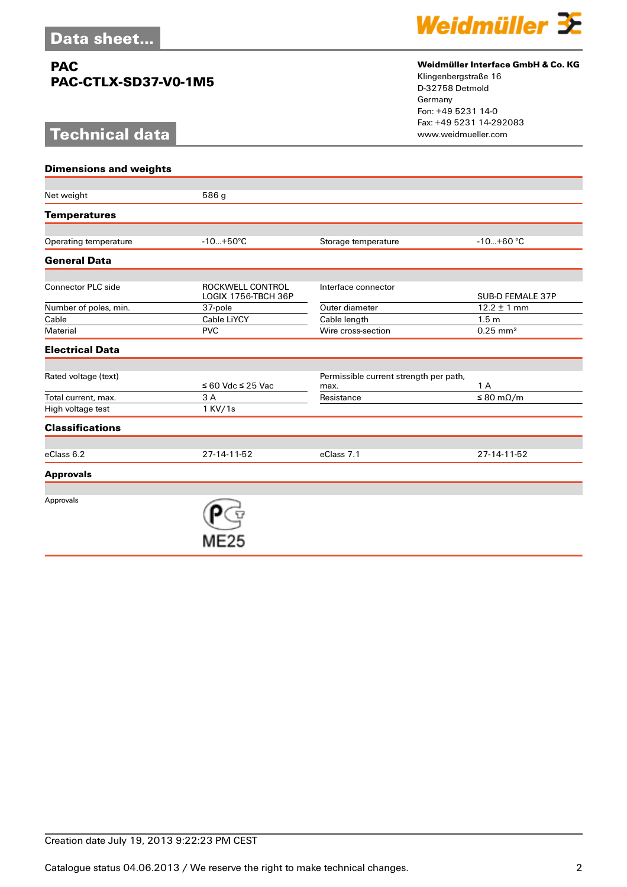# Data sheet...

## PAC
## PAC-CTLX-SD37-V0-1M5

**Weidmüller Interface GmbH & Co. KG**
Klingenbergstraße 16
D-32758 Detmold
Germany
Fon: +49 5231 14-0
Fax: +49 5231 14-292083
www.weidmueller.com

# Technical data

### Dimensions and weights

| | | | |
|---|---|---|---|
| Net weight | 586 g | | |

### Temperatures

| | | | |
|---|---|---|---|
| Operating temperature | -10...+50°C | Storage temperature | -10...+60 °C |

### General Data

| | | | |
|---|---|---|---|
| Connector PLC side | ROCKWELL CONTROL LOGIX 1756-TBCH 36P | Interface connector | SUB-D FEMALE 37P |
| Number of poles, min. | 37-pole | Outer diameter | 12.2 ± 1 mm |
| Cable | Cable LiYCY | Cable length | 1.5 m |
| Material | PVC | Wire cross-section | 0.25 mm² |

### Electrical Data

| | | | |
|---|---|---|---|
| Rated voltage (text) | ≤ 60 Vdc ≤ 25 Vac | Permissible current strength per path, max. | 1 A |
| Total current, max. | 3 A | Resistance | ≤ 80 mΩ/m |
| High voltage test | 1 KV/1s | | |

### Classifications

| | | | |
|---|---|---|---|
| eClass 6.2 | 27-14-11-52 | eClass 7.1 | 27-14-11-52 |

### Approvals

Approvals

ME25

Creation date July 19, 2013 9:22:23 PM CEST

Catalogue status 04.06.2013 / We reserve the right to make technical changes.